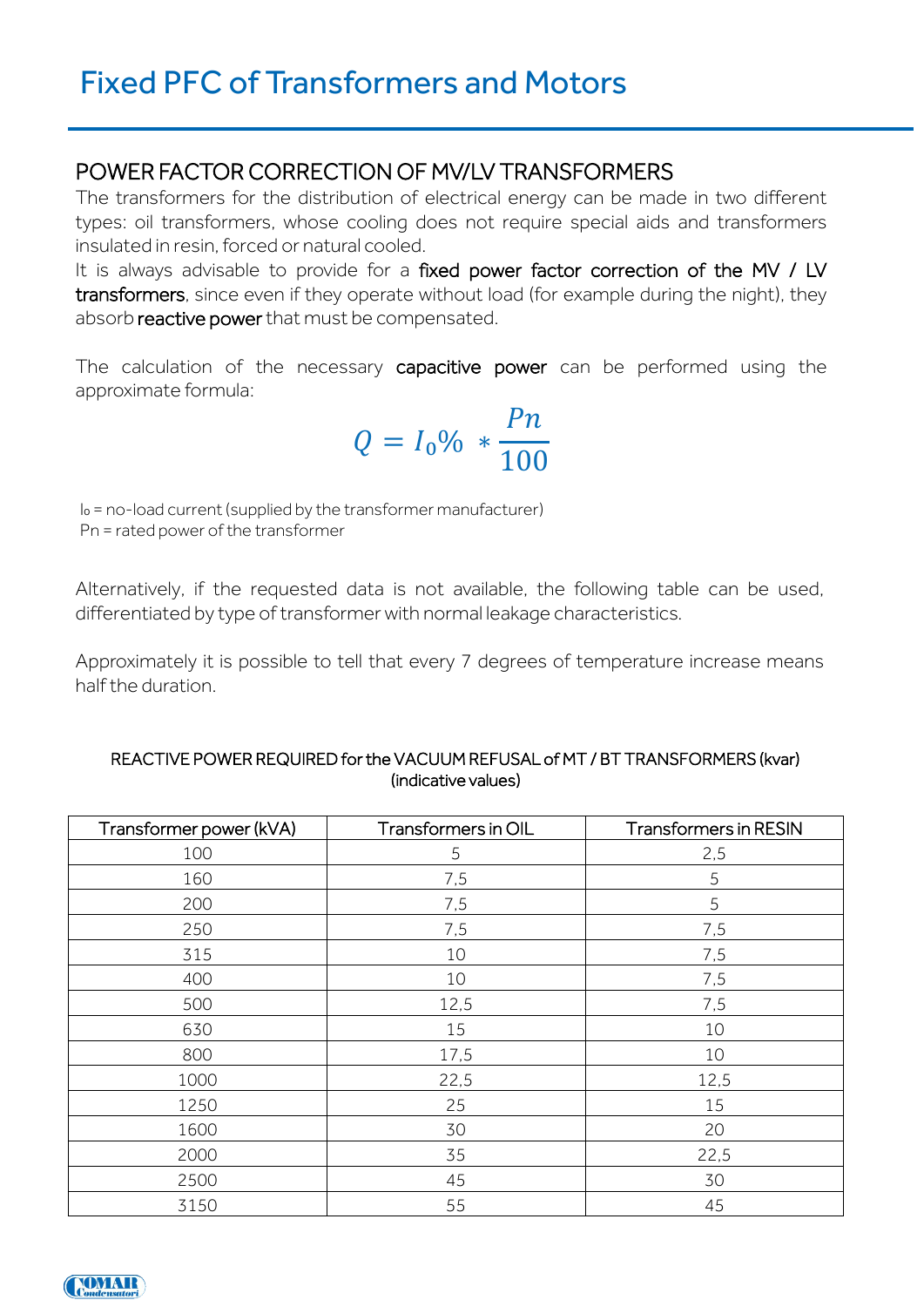# Fixed PFC of Transformers and Motors

## POWER FACTOR CORRECTION OF MV/LV TRANSFORMERS

The transformers for the distribution of electrical energy can be made in two different types: oil transformers, whose cooling does not require special aids and transformers insulated in resin, forced or natural cooled.

It is always advisable to provide for a **fixed power factor correction of the MV / LV transformers**, since even if they operate without load (for example during the night), they absorb **reactive power** that must be compensated.

The calculation of the necessary **capacitive power** can be performed using the approximate formula:

$$Q = I_0\% * \frac{Pn}{100}$$

$I_0$ = no-load current (supplied by the transformer manufacturer)
Pn = rated power of the transformer

Alternatively, if the requested data is not available, the following table can be used, differentiated by type of transformer with normal leakage characteristics.

Approximately it is possible to tell that every 7 degrees of temperature increase means half the duration.

REACTIVE POWER REQUIRED for the VACUUM REFUSAL of MT / BT TRANSFORMERS (kvar)
(indicative values)

| Transformer power (kVA) | Transformers in OIL | Transformers in RESIN |
|---|---|---|
| 100 | 5 | 2,5 |
| 160 | 7,5 | 5 |
| 200 | 7,5 | 5 |
| 250 | 7,5 | 7,5 |
| 315 | 10 | 7,5 |
| 400 | 10 | 7,5 |
| 500 | 12,5 | 7,5 |
| 630 | 15 | 10 |
| 800 | 17,5 | 10 |
| 1000 | 22,5 | 12,5 |
| 1250 | 25 | 15 |
| 1600 | 30 | 20 |
| 2000 | 35 | 22,5 |
| 2500 | 45 | 30 |
| 3150 | 55 | 45 |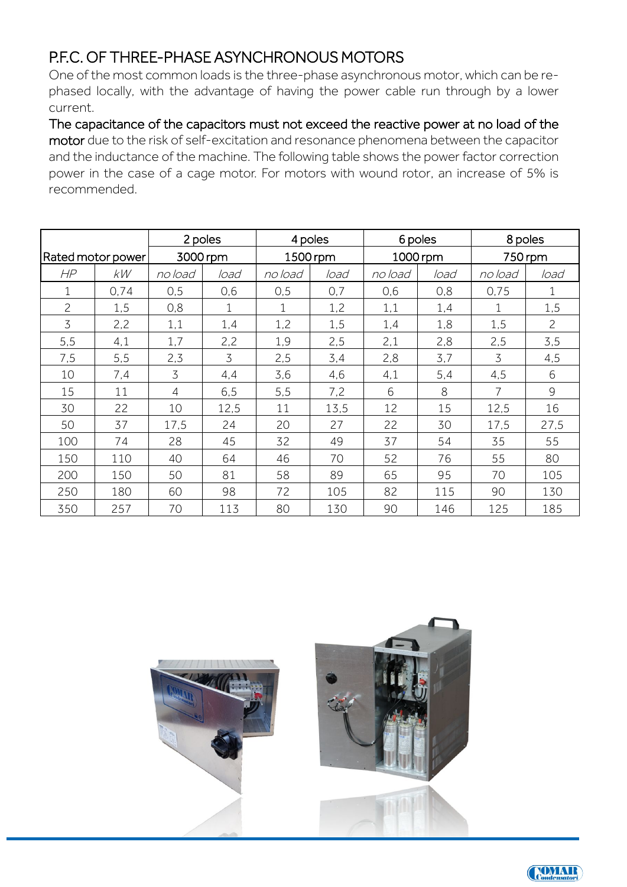## P.F.C. OF THREE-PHASE ASYNCHRONOUS MOTORS

One of the most common loads is the three-phase asynchronous motor, which can be re-phased locally, with the advantage of having the power cable run through by a lower current.

**The capacitance of the capacitors must not exceed the reactive power at no load of the motor** due to the risk of self-excitation and resonance phenomena between the capacitor and the inductance of the machine. The following table shows the power factor correction power in the case of a cage motor. For motors with wound rotor, an increase of 5% is recommended.

| Rated motor power | | 2 poles 3000 rpm | | 4 poles 1500 rpm | | 6 poles 1000 rpm | | 8 poles 750 rpm | |
|---|---|---|---|---|---|---|---|---|---|
| *HP* | *kW* | *no load* | *load* | *no load* | *load* | *no load* | *load* | *no load* | *load* |
| 1 | 0,74 | 0,5 | 0,6 | 0,5 | 0,7 | 0,6 | 0,8 | 0,75 | 1 |
| 2 | 1,5 | 0,8 | 1 | 1 | 1,2 | 1,1 | 1,4 | 1 | 1,5 |
| 3 | 2,2 | 1,1 | 1,4 | 1,2 | 1,5 | 1,4 | 1,8 | 1,5 | 2 |
| 5,5 | 4,1 | 1,7 | 2,2 | 1,9 | 2,5 | 2,1 | 2,8 | 2,5 | 3,5 |
| 7,5 | 5,5 | 2,3 | 3 | 2,5 | 3,4 | 2,8 | 3,7 | 3 | 4,5 |
| 10 | 7,4 | 3 | 4,4 | 3,6 | 4,6 | 4,1 | 5,4 | 4,5 | 6 |
| 15 | 11 | 4 | 6,5 | 5,5 | 7,2 | 6 | 8 | 7 | 9 |
| 30 | 22 | 10 | 12,5 | 11 | 13,5 | 12 | 15 | 12,5 | 16 |
| 50 | 37 | 17,5 | 24 | 20 | 27 | 22 | 30 | 17,5 | 27,5 |
| 100 | 74 | 28 | 45 | 32 | 49 | 37 | 54 | 35 | 55 |
| 150 | 110 | 40 | 64 | 46 | 70 | 52 | 76 | 55 | 80 |
| 200 | 150 | 50 | 81 | 58 | 89 | 65 | 95 | 70 | 105 |
| 250 | 180 | 60 | 98 | 72 | 105 | 82 | 115 | 90 | 130 |
| 350 | 257 | 70 | 113 | 80 | 130 | 90 | 146 | 125 | 185 |